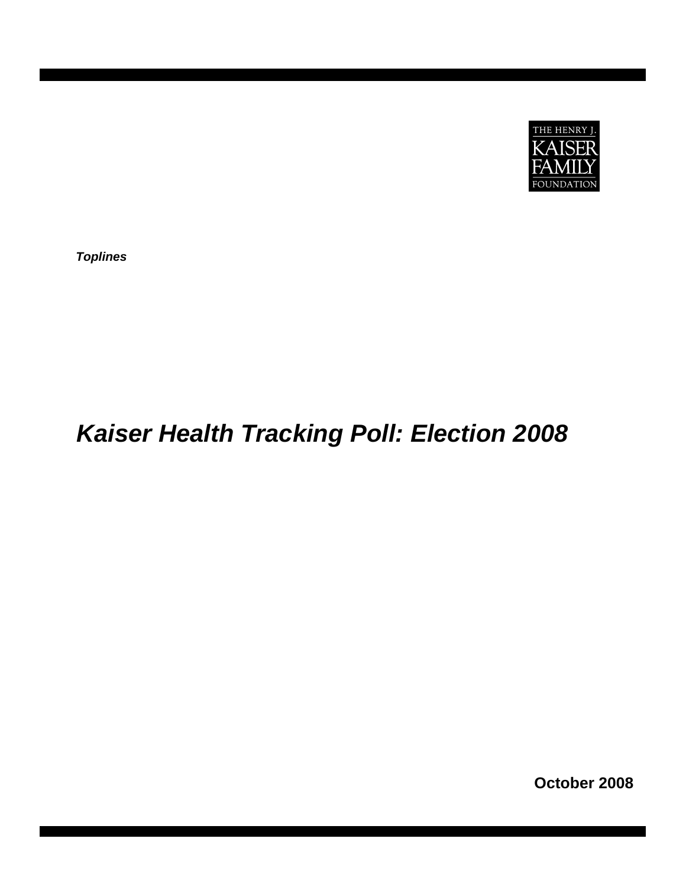THE HENRY J. KAISER FAMILY FOUNDATION

***Toplines***

# *Kaiser Health Tracking Poll: Election 2008*

**October 2008**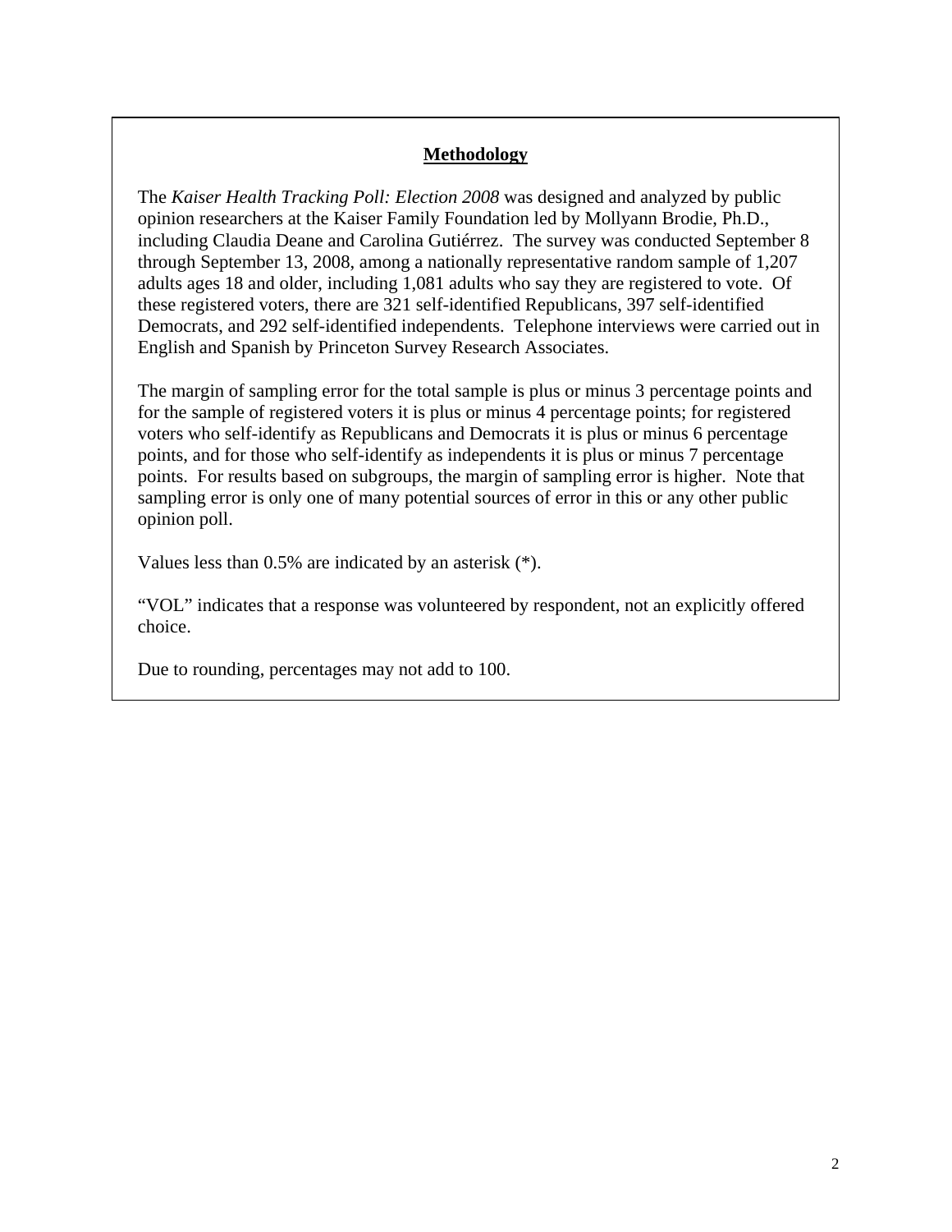## Methodology

The *Kaiser Health Tracking Poll: Election 2008* was designed and analyzed by public opinion researchers at the Kaiser Family Foundation led by Mollyann Brodie, Ph.D., including Claudia Deane and Carolina Gutiérrez. The survey was conducted September 8 through September 13, 2008, among a nationally representative random sample of 1,207 adults ages 18 and older, including 1,081 adults who say they are registered to vote. Of these registered voters, there are 321 self-identified Republicans, 397 self-identified Democrats, and 292 self-identified independents. Telephone interviews were carried out in English and Spanish by Princeton Survey Research Associates.

The margin of sampling error for the total sample is plus or minus 3 percentage points and for the sample of registered voters it is plus or minus 4 percentage points; for registered voters who self-identify as Republicans and Democrats it is plus or minus 6 percentage points, and for those who self-identify as independents it is plus or minus 7 percentage points. For results based on subgroups, the margin of sampling error is higher. Note that sampling error is only one of many potential sources of error in this or any other public opinion poll.

Values less than 0.5% are indicated by an asterisk (*).

“VOL” indicates that a response was volunteered by respondent, not an explicitly offered choice.

Due to rounding, percentages may not add to 100.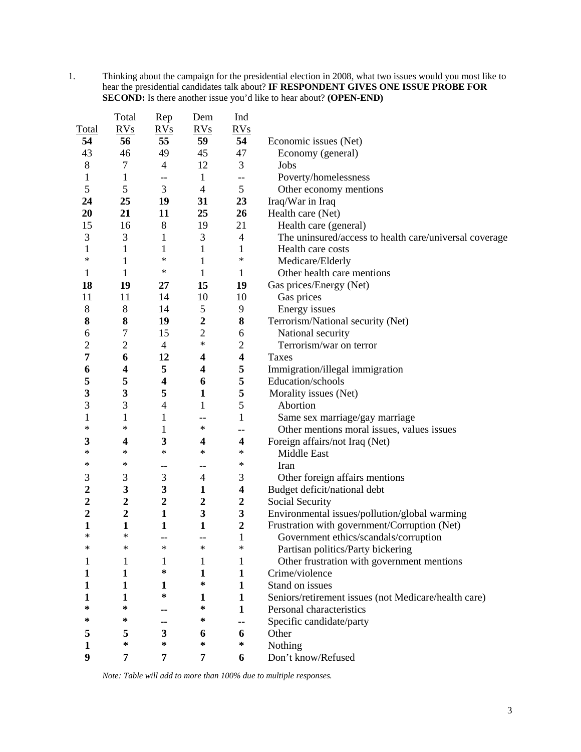1. Thinking about the campaign for the presidential election in 2008, what two issues would you most like to hear the presidential candidates talk about? **IF RESPONDENT GIVES ONE ISSUE PROBE FOR SECOND:** Is there another issue you'd like to hear about? **(OPEN-END)**

| Total | Total RVs | Rep RVs | Dem RVs | Ind RVs | |
|---|---|---|---|---|---|
| **54** | **56** | **55** | **59** | **54** | Economic issues (Net) |
| 43 | 46 | 49 | 45 | 47 | Economy (general) |
| 8 | 7 | 4 | 12 | 3 | Jobs |
| 1 | 1 | -- | 1 | -- | Poverty/homelessness |
| 5 | 5 | 3 | 4 | 5 | Other economy mentions |
| **24** | **25** | **19** | **31** | **23** | Iraq/War in Iraq |
| **20** | **21** | **11** | **25** | **26** | Health care (Net) |
| 15 | 16 | 8 | 19 | 21 | Health care (general) |
| 3 | 3 | 1 | 3 | 4 | The uninsured/access to health care/universal coverage |
| 1 | 1 | 1 | 1 | 1 | Health care costs |
| * | 1 | * | 1 | * | Medicare/Elderly |
| 1 | 1 | * | 1 | 1 | Other health care mentions |
| **18** | **19** | **27** | **15** | **19** | Gas prices/Energy (Net) |
| 11 | 11 | 14 | 10 | 10 | Gas prices |
| 8 | 8 | 14 | 5 | 9 | Energy issues |
| **8** | **8** | **19** | **2** | **8** | Terrorism/National security (Net) |
| 6 | 7 | 15 | 2 | 6 | National security |
| 2 | 2 | 4 | * | 2 | Terrorism/war on terror |
| **7** | **6** | **12** | **4** | **4** | Taxes |
| **6** | **4** | **5** | **4** | **5** | Immigration/illegal immigration |
| **5** | **5** | **4** | **6** | **5** | Education/schools |
| **3** | **3** | **5** | **1** | **5** | Morality issues (Net) |
| 3 | 3 | 4 | 1 | 5 | Abortion |
| 1 | 1 | 1 | -- | 1 | Same sex marriage/gay marriage |
| * | * | 1 | * | -- | Other mentions moral issues, values issues |
| **3** | **4** | **3** | **4** | **4** | Foreign affairs/not Iraq (Net) |
| * | * | * | * | * | Middle East |
| * | * | -- | -- | * | Iran |
| 3 | 3 | 3 | 4 | 3 | Other foreign affairs mentions |
| **2** | **3** | **3** | **1** | **4** | Budget deficit/national debt |
| **2** | **2** | **2** | **2** | **2** | Social Security |
| **2** | **2** | **1** | **3** | **3** | Environmental issues/pollution/global warming |
| **1** | **1** | **1** | **1** | **2** | Frustration with government/Corruption (Net) |
| * | * | -- | -- | 1 | Government ethics/scandals/corruption |
| * | * | * | * | * | Partisan politics/Party bickering |
| 1 | 1 | 1 | 1 | 1 | Other frustration with government mentions |
| **1** | **1** | ***** | **1** | **1** | Crime/violence |
| **1** | **1** | **1** | ***** | **1** | Stand on issues |
| **1** | **1** | ***** | **1** | **1** | Seniors/retirement issues (not Medicare/health care) |
| ***** | ***** | **--** | ***** | **1** | Personal characteristics |
| ***** | ***** | **--** | ***** | **--** | Specific candidate/party |
| **5** | **5** | **3** | **6** | **6** | Other |
| **1** | ***** | ***** | ***** | ***** | Nothing |
| **9** | **7** | **7** | **7** | **6** | Don't know/Refused |

*Note: Table will add to more than 100% due to multiple responses.*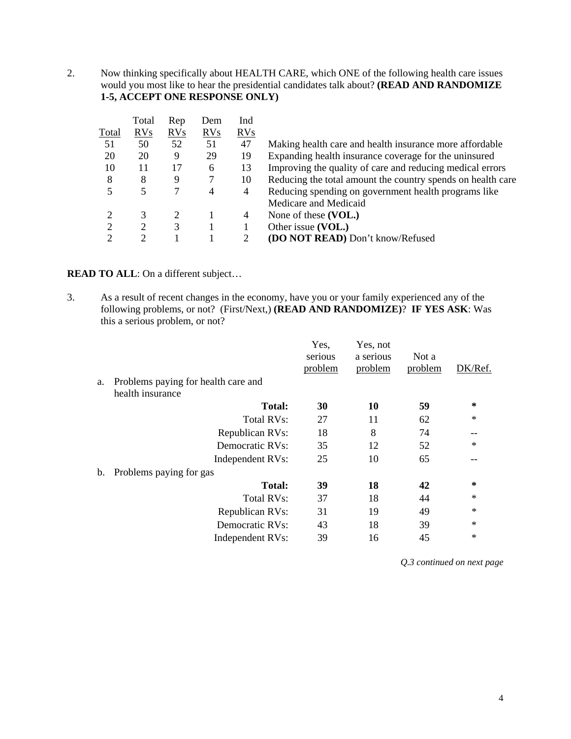2. Now thinking specifically about HEALTH CARE, which ONE of the following health care issues would you most like to hear the presidential candidates talk about? **(READ AND RANDOMIZE 1-5, ACCEPT ONE RESPONSE ONLY)**

| Total | Total RVs | Rep RVs | Dem RVs | Ind RVs | |
|---|---|---|---|---|---|
| 51 | 50 | 52 | 51 | 47 | Making health care and health insurance more affordable |
| 20 | 20 | 9 | 29 | 19 | Expanding health insurance coverage for the uninsured |
| 10 | 11 | 17 | 6 | 13 | Improving the quality of care and reducing medical errors |
| 8 | 8 | 9 | 7 | 10 | Reducing the total amount the country spends on health care |
| 5 | 5 | 7 | 4 | 4 | Reducing spending on government health programs like Medicare and Medicaid |
| 2 | 3 | 2 | 1 | 4 | None of these **(VOL.)** |
| 2 | 2 | 3 | 1 | 1 | Other issue **(VOL.)** |
| 2 | 2 | 1 | 1 | 2 | **(DO NOT READ)** Don't know/Refused |

**READ TO ALL**: On a different subject…

3. As a result of recent changes in the economy, have you or your family experienced any of the following problems, or not? (First/Next,) **(READ AND RANDOMIZE)**? **IF YES ASK**: Was this a serious problem, or not?

| | Yes, serious problem | Yes, not a serious problem | Not a problem | DK/Ref. |
|---|---|---|---|---|
| a. Problems paying for health care and health insurance | | | | |
| **Total:** | **30** | **10** | **59** | ***** |
| Total RVs: | 27 | 11 | 62 | * |
| Republican RVs: | 18 | 8 | 74 | -- |
| Democratic RVs: | 35 | 12 | 52 | * |
| Independent RVs: | 25 | 10 | 65 | -- |
| b. Problems paying for gas | | | | |
| **Total:** | **39** | **18** | **42** | ***** |
| Total RVs: | 37 | 18 | 44 | * |
| Republican RVs: | 31 | 19 | 49 | * |
| Democratic RVs: | 43 | 18 | 39 | * |
| Independent RVs: | 39 | 16 | 45 | * |

*Q.3 continued on next page*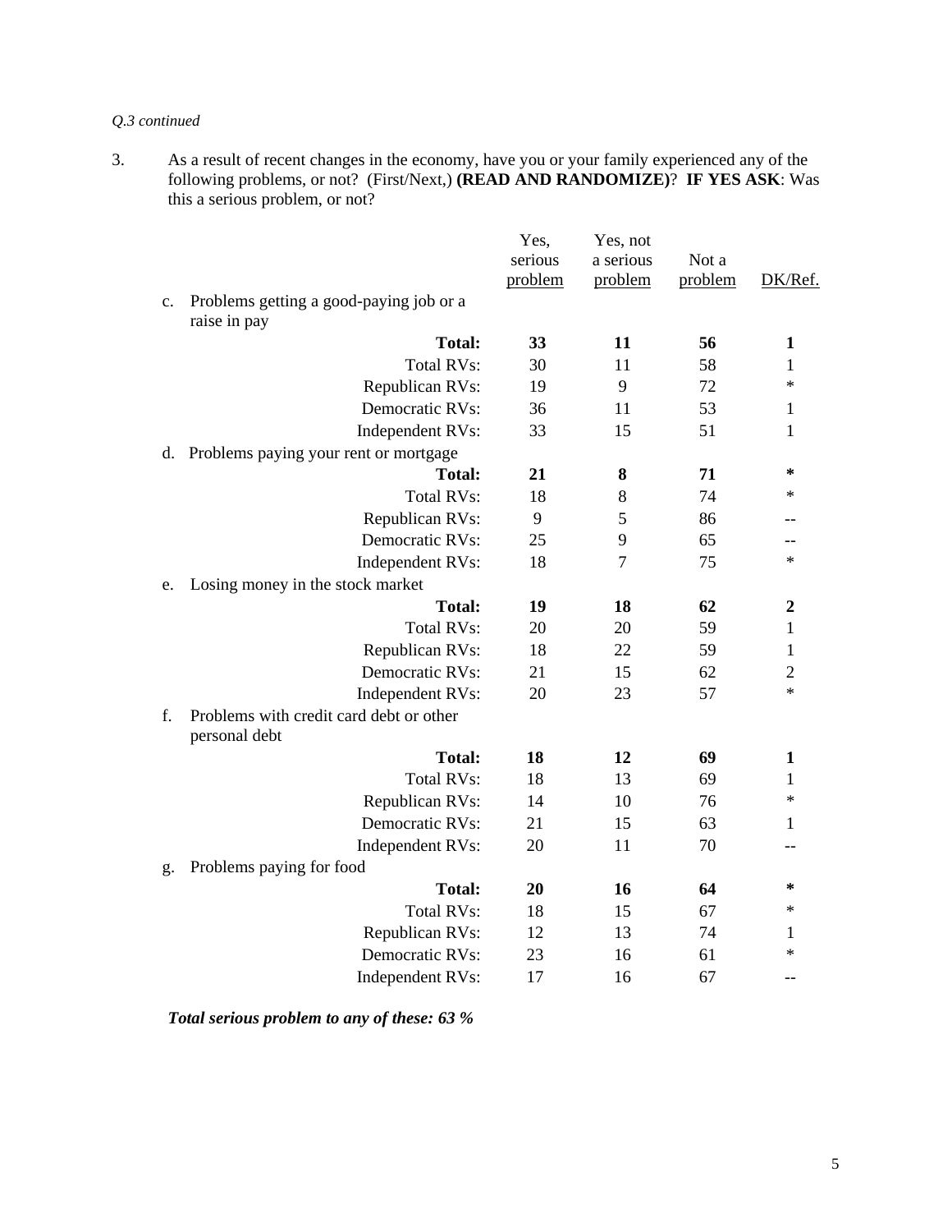*Q.3 continued*

3. As a result of recent changes in the economy, have you or your family experienced any of the following problems, or not? (First/Next,) **(READ AND RANDOMIZE)**? **IF YES ASK**: Was this a serious problem, or not?

| | Yes, serious problem | Yes, not a serious problem | Not a problem | DK/Ref. |
|---|---|---|---|---|
| c. Problems getting a good-paying job or a raise in pay | | | | |
| **Total:** | **33** | **11** | **56** | **1** |
| Total RVs: | 30 | 11 | 58 | 1 |
| Republican RVs: | 19 | 9 | 72 | * |
| Democratic RVs: | 36 | 11 | 53 | 1 |
| Independent RVs: | 33 | 15 | 51 | 1 |
| d. Problems paying your rent or mortgage | | | | |
| **Total:** | **21** | **8** | **71** | ***** |
| Total RVs: | 18 | 8 | 74 | * |
| Republican RVs: | 9 | 5 | 86 | -- |
| Democratic RVs: | 25 | 9 | 65 | -- |
| Independent RVs: | 18 | 7 | 75 | * |
| e. Losing money in the stock market | | | | |
| **Total:** | **19** | **18** | **62** | **2** |
| Total RVs: | 20 | 20 | 59 | 1 |
| Republican RVs: | 18 | 22 | 59 | 1 |
| Democratic RVs: | 21 | 15 | 62 | 2 |
| Independent RVs: | 20 | 23 | 57 | * |
| f. Problems with credit card debt or other personal debt | | | | |
| **Total:** | **18** | **12** | **69** | **1** |
| Total RVs: | 18 | 13 | 69 | 1 |
| Republican RVs: | 14 | 10 | 76 | * |
| Democratic RVs: | 21 | 15 | 63 | 1 |
| Independent RVs: | 20 | 11 | 70 | -- |
| g. Problems paying for food | | | | |
| **Total:** | **20** | **16** | **64** | ***** |
| Total RVs: | 18 | 15 | 67 | * |
| Republican RVs: | 12 | 13 | 74 | 1 |
| Democratic RVs: | 23 | 16 | 61 | * |
| Independent RVs: | 17 | 16 | 67 | -- |

***Total serious problem to any of these: 63 %***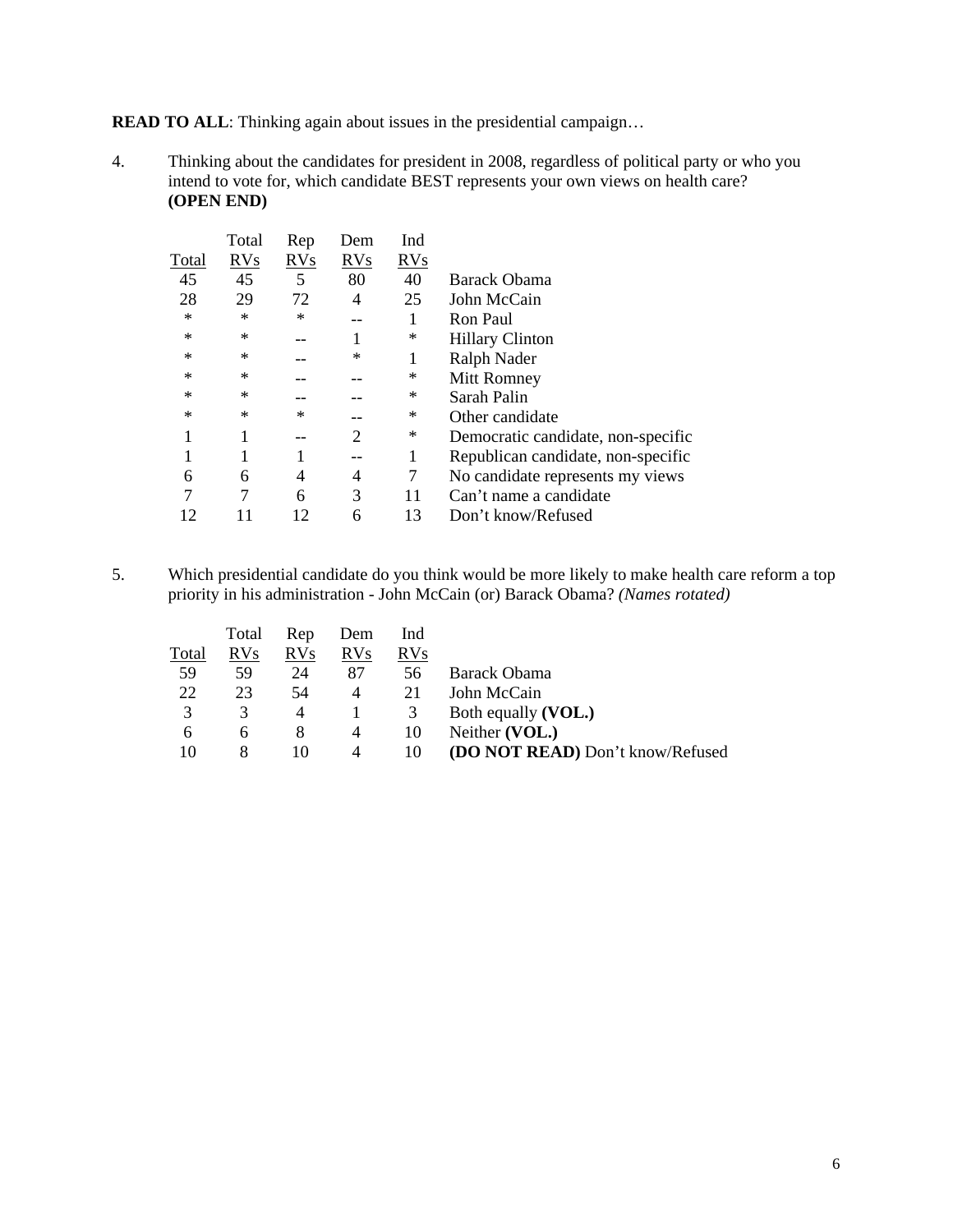**READ TO ALL**: Thinking again about issues in the presidential campaign…

4. Thinking about the candidates for president in 2008, regardless of political party or who you intend to vote for, which candidate BEST represents your own views on health care? **(OPEN END)**

| Total | Total RVs | Rep RVs | Dem RVs | Ind RVs | |
|---|---|---|---|---|---|
| 45 | 45 | 5 | 80 | 40 | Barack Obama |
| 28 | 29 | 72 | 4 | 25 | John McCain |
| * | * | * | -- | 1 | Ron Paul |
| * | * | -- | 1 | * | Hillary Clinton |
| * | * | -- | * | 1 | Ralph Nader |
| * | * | -- | -- | * | Mitt Romney |
| * | * | -- | -- | * | Sarah Palin |
| * | * | * | -- | * | Other candidate |
| 1 | 1 | -- | 2 | * | Democratic candidate, non-specific |
| 1 | 1 | 1 | -- | 1 | Republican candidate, non-specific |
| 6 | 6 | 4 | 4 | 7 | No candidate represents my views |
| 7 | 7 | 6 | 3 | 11 | Can't name a candidate |
| 12 | 11 | 12 | 6 | 13 | Don't know/Refused |

5. Which presidential candidate do you think would be more likely to make health care reform a top priority in his administration - John McCain (or) Barack Obama? *(Names rotated)*

| Total | Total RVs | Rep RVs | Dem RVs | Ind RVs | |
|---|---|---|---|---|---|
| 59 | 59 | 24 | 87 | 56 | Barack Obama |
| 22 | 23 | 54 | 4 | 21 | John McCain |
| 3 | 3 | 4 | 1 | 3 | Both equally **(VOL.)** |
| 6 | 6 | 8 | 4 | 10 | Neither **(VOL.)** |
| 10 | 8 | 10 | 4 | 10 | **(DO NOT READ)** Don't know/Refused |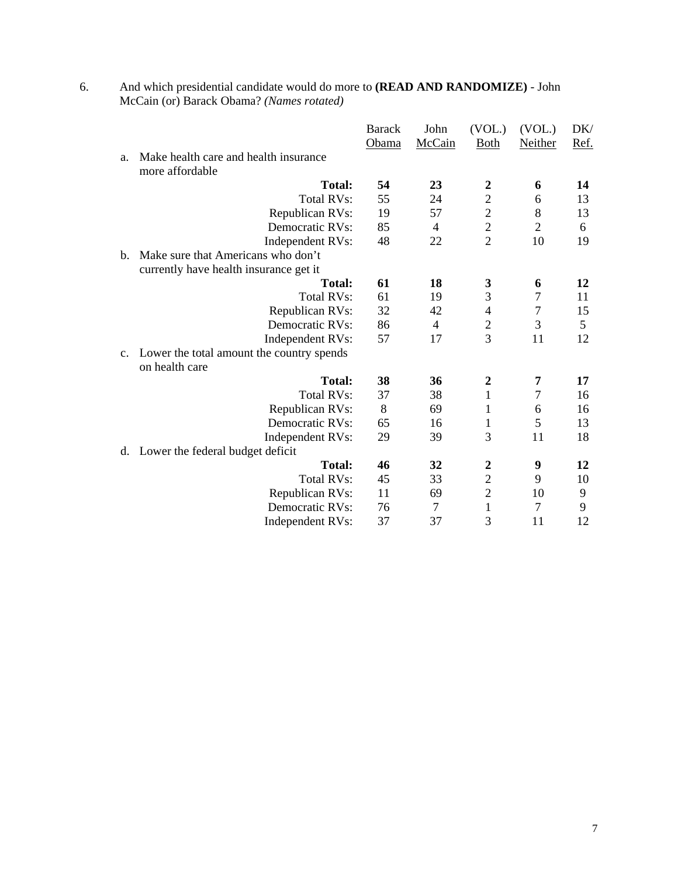6. And which presidential candidate would do more to **(READ AND RANDOMIZE)** - John McCain (or) Barack Obama? *(Names rotated)*

| | Barack Obama | John McCain | (VOL.) Both | (VOL.) Neither | DK/ Ref. |
|---|---|---|---|---|---|
| a. Make health care and health insurance more affordable | | | | | |
| **Total:** | **54** | **23** | **2** | **6** | **14** |
| Total RVs: | 55 | 24 | 2 | 6 | 13 |
| Republican RVs: | 19 | 57 | 2 | 8 | 13 |
| Democratic RVs: | 85 | 4 | 2 | 2 | 6 |
| Independent RVs: | 48 | 22 | 2 | 10 | 19 |
| b. Make sure that Americans who don't currently have health insurance get it | | | | | |
| **Total:** | **61** | **18** | **3** | **6** | **12** |
| Total RVs: | 61 | 19 | 3 | 7 | 11 |
| Republican RVs: | 32 | 42 | 4 | 7 | 15 |
| Democratic RVs: | 86 | 4 | 2 | 3 | 5 |
| Independent RVs: | 57 | 17 | 3 | 11 | 12 |
| c. Lower the total amount the country spends on health care | | | | | |
| **Total:** | **38** | **36** | **2** | **7** | **17** |
| Total RVs: | 37 | 38 | 1 | 7 | 16 |
| Republican RVs: | 8 | 69 | 1 | 6 | 16 |
| Democratic RVs: | 65 | 16 | 1 | 5 | 13 |
| Independent RVs: | 29 | 39 | 3 | 11 | 18 |
| d. Lower the federal budget deficit | | | | | |
| **Total:** | **46** | **32** | **2** | **9** | **12** |
| Total RVs: | 45 | 33 | 2 | 9 | 10 |
| Republican RVs: | 11 | 69 | 2 | 10 | 9 |
| Democratic RVs: | 76 | 7 | 1 | 7 | 9 |
| Independent RVs: | 37 | 37 | 3 | 11 | 12 |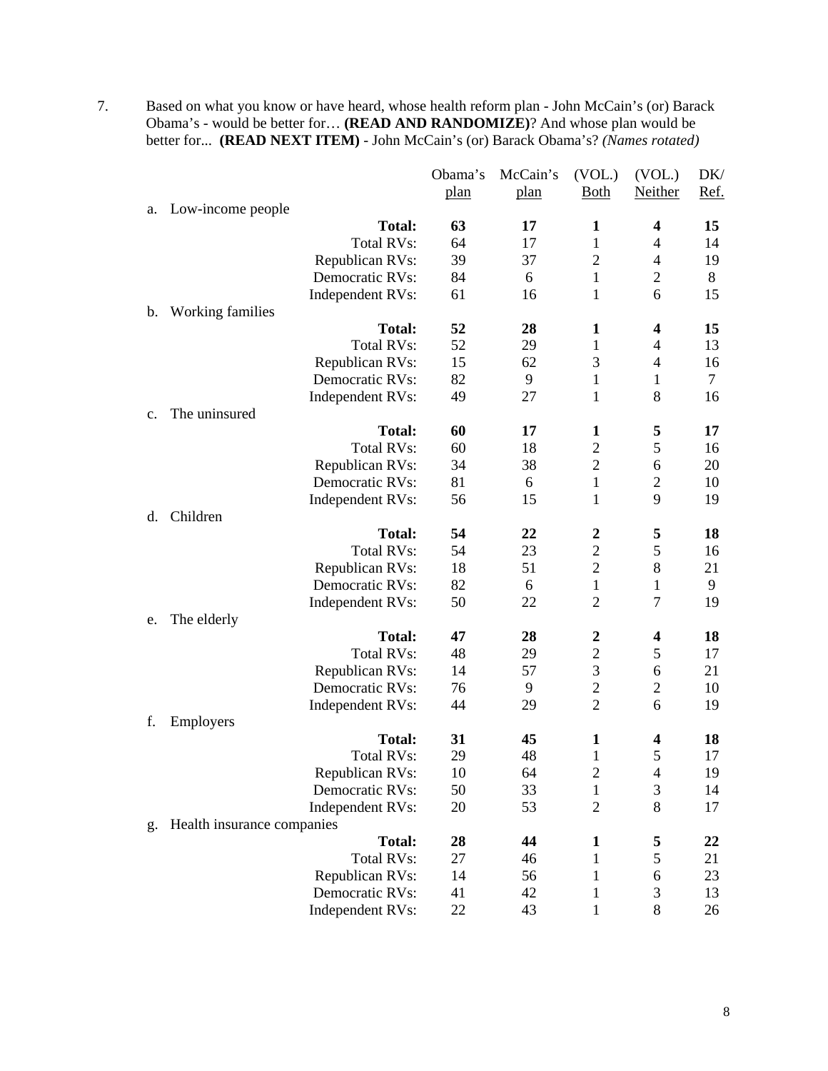7. Based on what you know or have heard, whose health reform plan - John McCain's (or) Barack Obama's - would be better for… **(READ AND RANDOMIZE)**? And whose plan would be better for... **(READ NEXT ITEM)** - John McCain's (or) Barack Obama's? *(Names rotated)*

| | Obama's plan | McCain's plan | (VOL.) Both | (VOL.) Neither | DK/ Ref. |
|---|---|---|---|---|---|
| a. Low-income people | | | | | |
| **Total:** | **63** | **17** | **1** | **4** | **15** |
| Total RVs: | 64 | 17 | 1 | 4 | 14 |
| Republican RVs: | 39 | 37 | 2 | 4 | 19 |
| Democratic RVs: | 84 | 6 | 1 | 2 | 8 |
| Independent RVs: | 61 | 16 | 1 | 6 | 15 |
| b. Working families | | | | | |
| **Total:** | **52** | **28** | **1** | **4** | **15** |
| Total RVs: | 52 | 29 | 1 | 4 | 13 |
| Republican RVs: | 15 | 62 | 3 | 4 | 16 |
| Democratic RVs: | 82 | 9 | 1 | 1 | 7 |
| Independent RVs: | 49 | 27 | 1 | 8 | 16 |
| c. The uninsured | | | | | |
| **Total:** | **60** | **17** | **1** | **5** | **17** |
| Total RVs: | 60 | 18 | 2 | 5 | 16 |
| Republican RVs: | 34 | 38 | 2 | 6 | 20 |
| Democratic RVs: | 81 | 6 | 1 | 2 | 10 |
| Independent RVs: | 56 | 15 | 1 | 9 | 19 |
| d. Children | | | | | |
| **Total:** | **54** | **22** | **2** | **5** | **18** |
| Total RVs: | 54 | 23 | 2 | 5 | 16 |
| Republican RVs: | 18 | 51 | 2 | 8 | 21 |
| Democratic RVs: | 82 | 6 | 1 | 1 | 9 |
| Independent RVs: | 50 | 22 | 2 | 7 | 19 |
| e. The elderly | | | | | |
| **Total:** | **47** | **28** | **2** | **4** | **18** |
| Total RVs: | 48 | 29 | 2 | 5 | 17 |
| Republican RVs: | 14 | 57 | 3 | 6 | 21 |
| Democratic RVs: | 76 | 9 | 2 | 2 | 10 |
| Independent RVs: | 44 | 29 | 2 | 6 | 19 |
| f. Employers | | | | | |
| **Total:** | **31** | **45** | **1** | **4** | **18** |
| Total RVs: | 29 | 48 | 1 | 5 | 17 |
| Republican RVs: | 10 | 64 | 2 | 4 | 19 |
| Democratic RVs: | 50 | 33 | 1 | 3 | 14 |
| Independent RVs: | 20 | 53 | 2 | 8 | 17 |
| g. Health insurance companies | | | | | |
| **Total:** | **28** | **44** | **1** | **5** | **22** |
| Total RVs: | 27 | 46 | 1 | 5 | 21 |
| Republican RVs: | 14 | 56 | 1 | 6 | 23 |
| Democratic RVs: | 41 | 42 | 1 | 3 | 13 |
| Independent RVs: | 22 | 43 | 1 | 8 | 26 |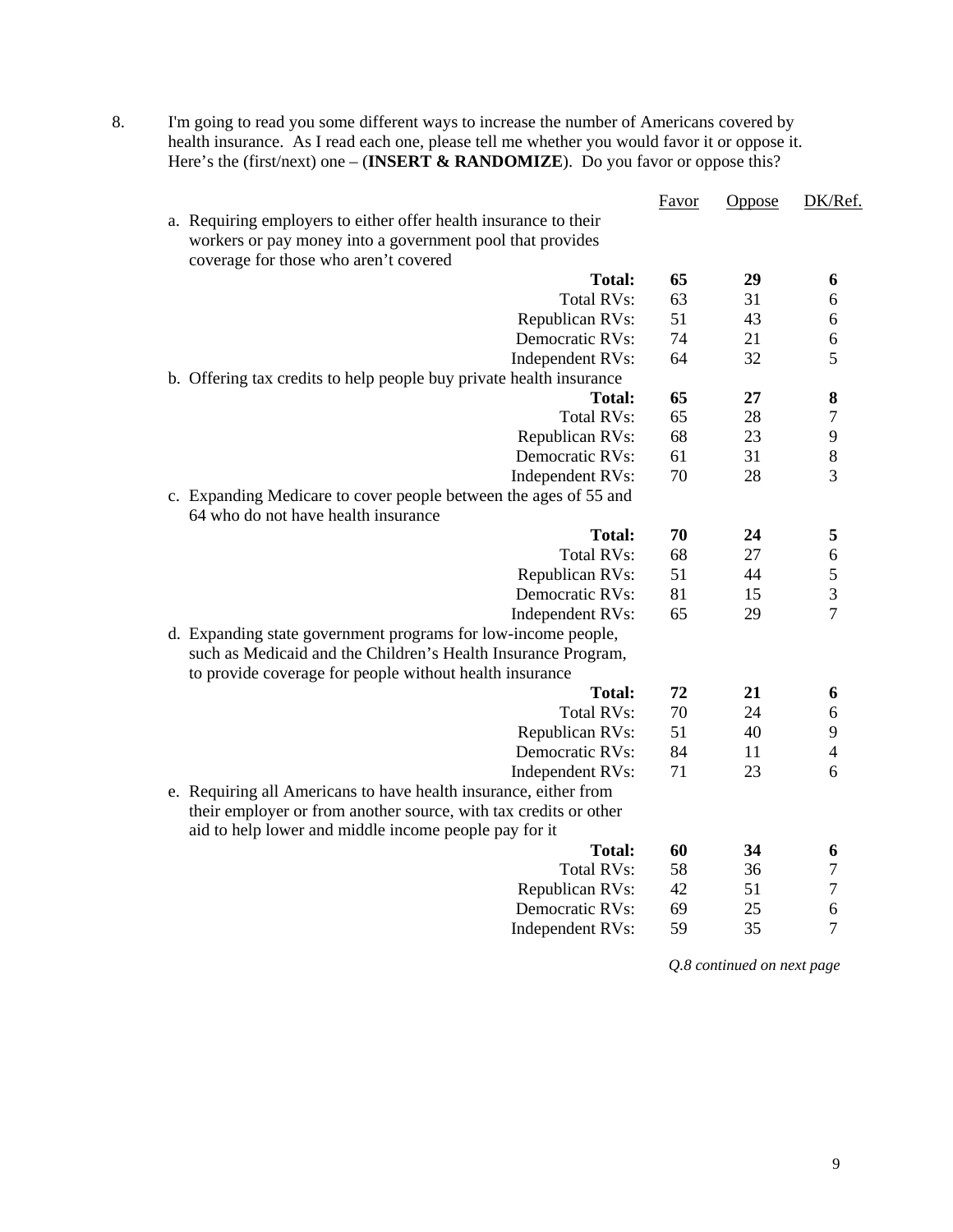8. I'm going to read you some different ways to increase the number of Americans covered by health insurance. As I read each one, please tell me whether you would favor it or oppose it. Here's the (first/next) one – (**INSERT & RANDOMIZE**). Do you favor or oppose this?

| | Favor | Oppose | DK/Ref. |
|---|---|---|---|
| a. Requiring employers to either offer health insurance to their workers or pay money into a government pool that provides coverage for those who aren't covered | | | |
| **Total:** | **65** | **29** | **6** |
| Total RVs: | 63 | 31 | 6 |
| Republican RVs: | 51 | 43 | 6 |
| Democratic RVs: | 74 | 21 | 6 |
| Independent RVs: | 64 | 32 | 5 |
| b. Offering tax credits to help people buy private health insurance | | | |
| **Total:** | **65** | **27** | **8** |
| Total RVs: | 65 | 28 | 7 |
| Republican RVs: | 68 | 23 | 9 |
| Democratic RVs: | 61 | 31 | 8 |
| Independent RVs: | 70 | 28 | 3 |
| c. Expanding Medicare to cover people between the ages of 55 and 64 who do not have health insurance | | | |
| **Total:** | **70** | **24** | **5** |
| Total RVs: | 68 | 27 | 6 |
| Republican RVs: | 51 | 44 | 5 |
| Democratic RVs: | 81 | 15 | 3 |
| Independent RVs: | 65 | 29 | 7 |
| d. Expanding state government programs for low-income people, such as Medicaid and the Children's Health Insurance Program, to provide coverage for people without health insurance | | | |
| **Total:** | **72** | **21** | **6** |
| Total RVs: | 70 | 24 | 6 |
| Republican RVs: | 51 | 40 | 9 |
| Democratic RVs: | 84 | 11 | 4 |
| Independent RVs: | 71 | 23 | 6 |
| e. Requiring all Americans to have health insurance, either from their employer or from another source, with tax credits or other aid to help lower and middle income people pay for it | | | |
| **Total:** | **60** | **34** | **6** |
| Total RVs: | 58 | 36 | 7 |
| Republican RVs: | 42 | 51 | 7 |
| Democratic RVs: | 69 | 25 | 6 |
| Independent RVs: | 59 | 35 | 7 |

*Q.8 continued on next page*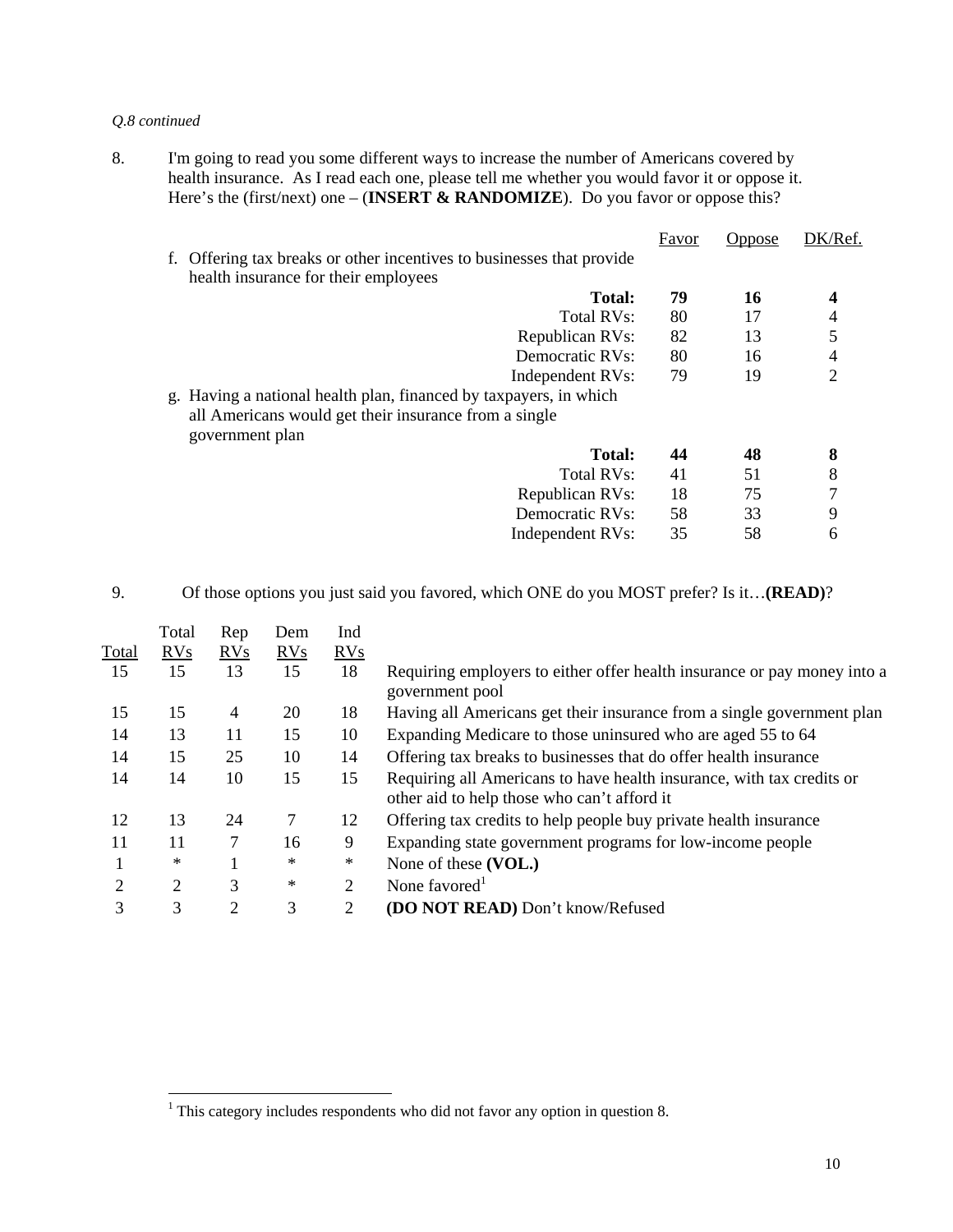*Q.8 continued*

8. I'm going to read you some different ways to increase the number of Americans covered by health insurance. As I read each one, please tell me whether you would favor it or oppose it. Here's the (first/next) one – (**INSERT & RANDOMIZE**). Do you favor or oppose this?

| | | Favor | Oppose | DK/Ref. |
|---|---|---|---|---|
| f. Offering tax breaks or other incentives to businesses that provide health insurance for their employees | | | | |
| | **Total:** | **79** | **16** | **4** |
| | Total RVs: | 80 | 17 | 4 |
| | Republican RVs: | 82 | 13 | 5 |
| | Democratic RVs: | 80 | 16 | 4 |
| | Independent RVs: | 79 | 19 | 2 |
| g. Having a national health plan, financed by taxpayers, in which all Americans would get their insurance from a single government plan | | | | |
| | **Total:** | **44** | **48** | **8** |
| | Total RVs: | 41 | 51 | 8 |
| | Republican RVs: | 18 | 75 | 7 |
| | Democratic RVs: | 58 | 33 | 9 |
| | Independent RVs: | 35 | 58 | 6 |

9. Of those options you just said you favored, which ONE do you MOST prefer? Is it…**(READ)**?

| Total | Total RVs | Rep RVs | Dem RVs | Ind RVs | |
|---|---|---|---|---|---|
| 15 | 15 | 13 | 15 | 18 | Requiring employers to either offer health insurance or pay money into a government pool |
| 15 | 15 | 4 | 20 | 18 | Having all Americans get their insurance from a single government plan |
| 14 | 13 | 11 | 15 | 10 | Expanding Medicare to those uninsured who are aged 55 to 64 |
| 14 | 15 | 25 | 10 | 14 | Offering tax breaks to businesses that do offer health insurance |
| 14 | 14 | 10 | 15 | 15 | Requiring all Americans to have health insurance, with tax credits or other aid to help those who can't afford it |
| 12 | 13 | 24 | 7 | 12 | Offering tax credits to help people buy private health insurance |
| 11 | 11 | 7 | 16 | 9 | Expanding state government programs for low-income people |
| 1 | * | 1 | * | * | None of these **(VOL.)** |
| 2 | 2 | 3 | * | 2 | None favored[1] |
| 3 | 3 | 2 | 3 | 2 | **(DO NOT READ)** Don't know/Refused |

[1] This category includes respondents who did not favor any option in question 8.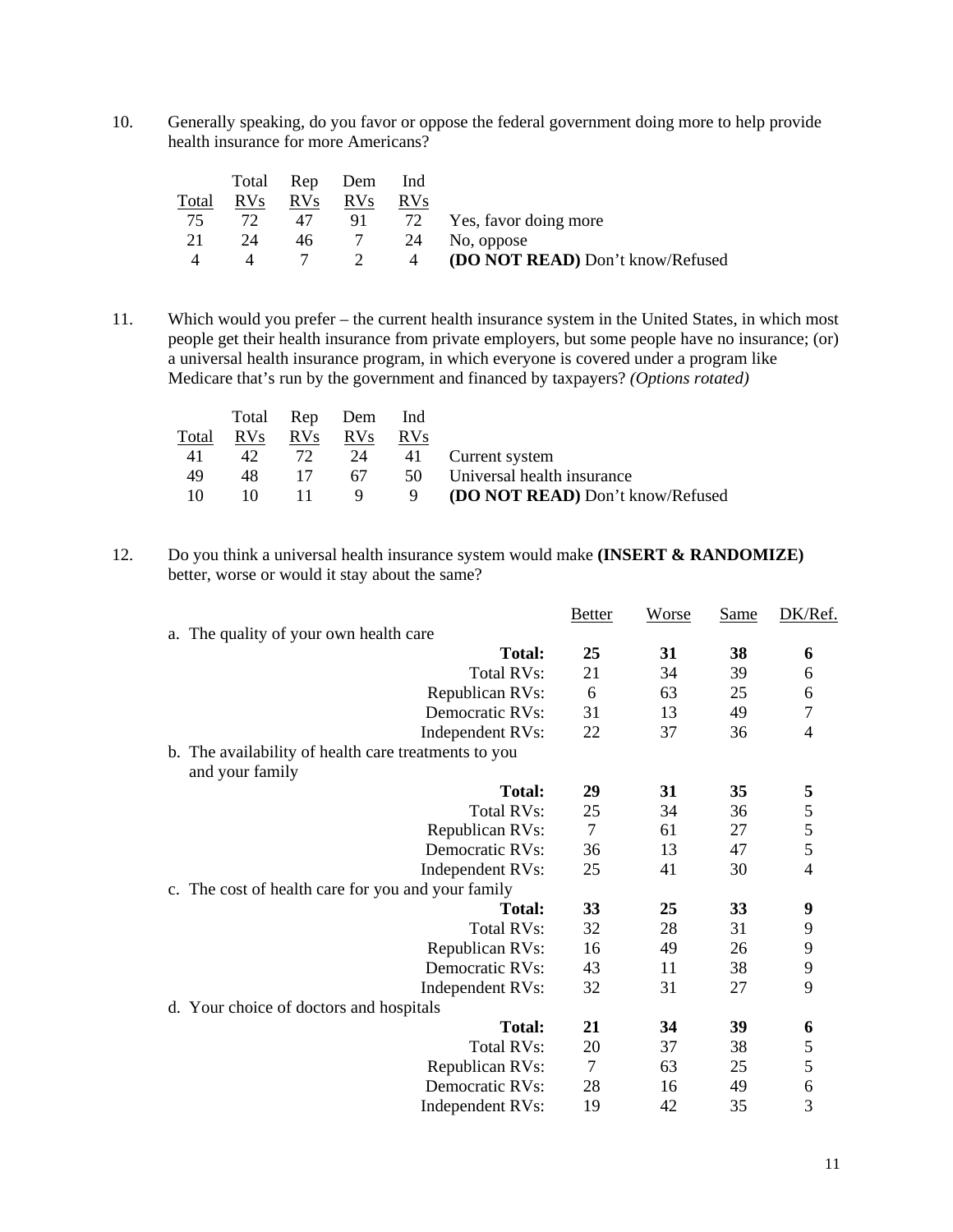10. Generally speaking, do you favor or oppose the federal government doing more to help provide health insurance for more Americans?

| Total | Total RVs | Rep RVs | Dem RVs | Ind RVs | |
|---|---|---|---|---|---|
| 75 | 72 | 47 | 91 | 72 | Yes, favor doing more |
| 21 | 24 | 46 | 7 | 24 | No, oppose |
| 4 | 4 | 7 | 2 | 4 | **(DO NOT READ)** Don't know/Refused |

11. Which would you prefer – the current health insurance system in the United States, in which most people get their health insurance from private employers, but some people have no insurance; (or) a universal health insurance program, in which everyone is covered under a program like Medicare that's run by the government and financed by taxpayers? *(Options rotated)*

| Total | Total RVs | Rep RVs | Dem RVs | Ind RVs | |
|---|---|---|---|---|---|
| 41 | 42 | 72 | 24 | 41 | Current system |
| 49 | 48 | 17 | 67 | 50 | Universal health insurance |
| 10 | 10 | 11 | 9 | 9 | **(DO NOT READ)** Don't know/Refused |

12. Do you think a universal health insurance system would make **(INSERT & RANDOMIZE)** better, worse or would it stay about the same?

| | Better | Worse | Same | DK/Ref. |
|---|---|---|---|---|
| a. The quality of your own health care | | | | |
| **Total:** | **25** | **31** | **38** | **6** |
| Total RVs: | 21 | 34 | 39 | 6 |
| Republican RVs: | 6 | 63 | 25 | 6 |
| Democratic RVs: | 31 | 13 | 49 | 7 |
| Independent RVs: | 22 | 37 | 36 | 4 |
| b. The availability of health care treatments to you and your family | | | | |
| **Total:** | **29** | **31** | **35** | **5** |
| Total RVs: | 25 | 34 | 36 | 5 |
| Republican RVs: | 7 | 61 | 27 | 5 |
| Democratic RVs: | 36 | 13 | 47 | 5 |
| Independent RVs: | 25 | 41 | 30 | 4 |
| c. The cost of health care for you and your family | | | | |
| **Total:** | **33** | **25** | **33** | **9** |
| Total RVs: | 32 | 28 | 31 | 9 |
| Republican RVs: | 16 | 49 | 26 | 9 |
| Democratic RVs: | 43 | 11 | 38 | 9 |
| Independent RVs: | 32 | 31 | 27 | 9 |
| d. Your choice of doctors and hospitals | | | | |
| **Total:** | **21** | **34** | **39** | **6** |
| Total RVs: | 20 | 37 | 38 | 5 |
| Republican RVs: | 7 | 63 | 25 | 5 |
| Democratic RVs: | 28 | 16 | 49 | 6 |
| Independent RVs: | 19 | 42 | 35 | 3 |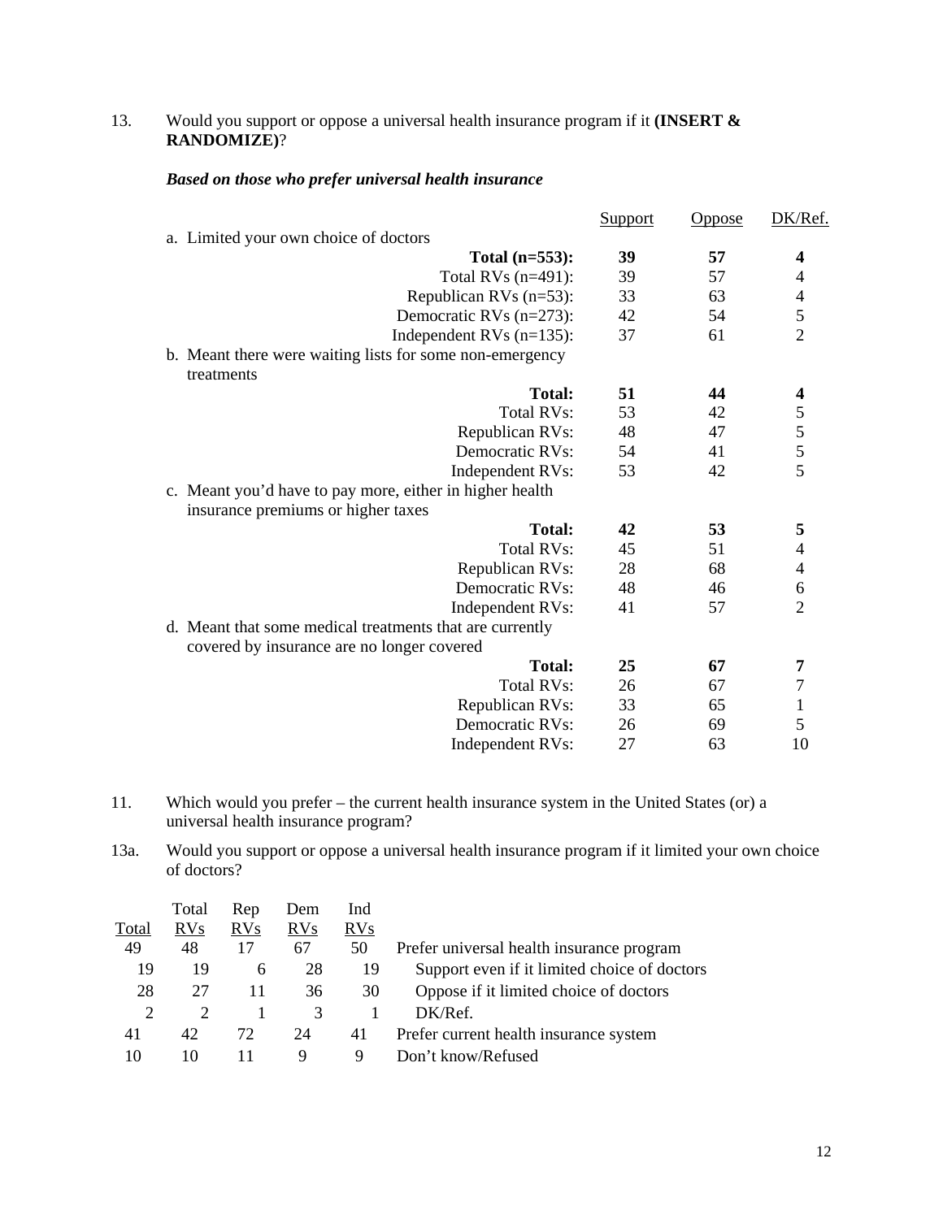13. Would you support or oppose a universal health insurance program if it **(INSERT & RANDOMIZE)**?

***Based on those who prefer universal health insurance***

| | Support | Oppose | DK/Ref. |
|---|---|---|---|
| a. Limited your own choice of doctors | | | |
| **Total (n=553):** | **39** | **57** | **4** |
| Total RVs (n=491): | 39 | 57 | 4 |
| Republican RVs (n=53): | 33 | 63 | 4 |
| Democratic RVs (n=273): | 42 | 54 | 5 |
| Independent RVs (n=135): | 37 | 61 | 2 |
| b. Meant there were waiting lists for some non-emergency treatments | | | |
| **Total:** | **51** | **44** | **4** |
| Total RVs: | 53 | 42 | 5 |
| Republican RVs: | 48 | 47 | 5 |
| Democratic RVs: | 54 | 41 | 5 |
| Independent RVs: | 53 | 42 | 5 |
| c. Meant you'd have to pay more, either in higher health insurance premiums or higher taxes | | | |
| **Total:** | **42** | **53** | **5** |
| Total RVs: | 45 | 51 | 4 |
| Republican RVs: | 28 | 68 | 4 |
| Democratic RVs: | 48 | 46 | 6 |
| Independent RVs: | 41 | 57 | 2 |
| d. Meant that some medical treatments that are currently covered by insurance are no longer covered | | | |
| **Total:** | **25** | **67** | **7** |
| Total RVs: | 26 | 67 | 7 |
| Republican RVs: | 33 | 65 | 1 |
| Democratic RVs: | 26 | 69 | 5 |
| Independent RVs: | 27 | 63 | 10 |

11. Which would you prefer – the current health insurance system in the United States (or) a universal health insurance program?

13a. Would you support or oppose a universal health insurance program if it limited your own choice of doctors?

| Total | Total RVs | Rep RVs | Dem RVs | Ind RVs | |
|---|---|---|---|---|---|
| 49 | 48 | 17 | 67 | 50 | Prefer universal health insurance program |
| 19 | 19 | 6 | 28 | 19 | Support even if it limited choice of doctors |
| 28 | 27 | 11 | 36 | 30 | Oppose if it limited choice of doctors |
| 2 | 2 | 1 | 3 | 1 | DK/Ref. |
| 41 | 42 | 72 | 24 | 41 | Prefer current health insurance system |
| 10 | 10 | 11 | 9 | 9 | Don't know/Refused |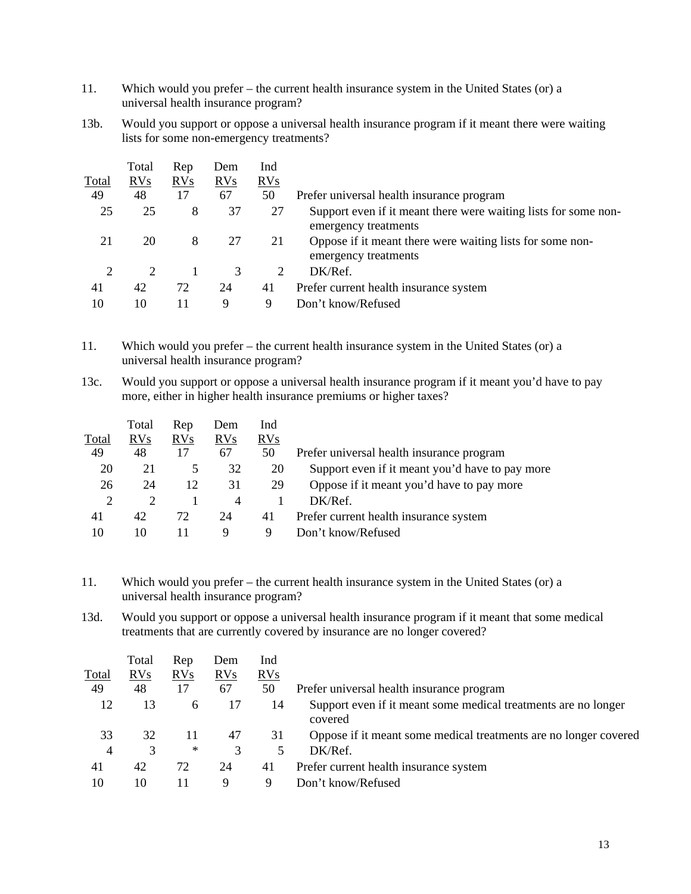11. Which would you prefer – the current health insurance system in the United States (or) a universal health insurance program?

13b. Would you support or oppose a universal health insurance program if it meant there were waiting lists for some non-emergency treatments?

| Total | Total RVs | Rep RVs | Dem RVs | Ind RVs | |
|---|---|---|---|---|---|
| 49 | 48 | 17 | 67 | 50 | Prefer universal health insurance program |
| 25 | 25 | 8 | 37 | 27 | Support even if it meant there were waiting lists for some non-emergency treatments |
| 21 | 20 | 8 | 27 | 21 | Oppose if it meant there were waiting lists for some non-emergency treatments |
| 2 | 2 | 1 | 3 | 2 | DK/Ref. |
| 41 | 42 | 72 | 24 | 41 | Prefer current health insurance system |
| 10 | 10 | 11 | 9 | 9 | Don't know/Refused |

11. Which would you prefer – the current health insurance system in the United States (or) a universal health insurance program?

13c. Would you support or oppose a universal health insurance program if it meant you'd have to pay more, either in higher health insurance premiums or higher taxes?

| Total | Total RVs | Rep RVs | Dem RVs | Ind RVs | |
|---|---|---|---|---|---|
| 49 | 48 | 17 | 67 | 50 | Prefer universal health insurance program |
| 20 | 21 | 5 | 32 | 20 | Support even if it meant you'd have to pay more |
| 26 | 24 | 12 | 31 | 29 | Oppose if it meant you'd have to pay more |
| 2 | 2 | 1 | 4 | 1 | DK/Ref. |
| 41 | 42 | 72 | 24 | 41 | Prefer current health insurance system |
| 10 | 10 | 11 | 9 | 9 | Don't know/Refused |

11. Which would you prefer – the current health insurance system in the United States (or) a universal health insurance program?

13d. Would you support or oppose a universal health insurance program if it meant that some medical treatments that are currently covered by insurance are no longer covered?

| Total | Total RVs | Rep RVs | Dem RVs | Ind RVs | |
|---|---|---|---|---|---|
| 49 | 48 | 17 | 67 | 50 | Prefer universal health insurance program |
| 12 | 13 | 6 | 17 | 14 | Support even if it meant some medical treatments are no longer covered |
| 33 | 32 | 11 | 47 | 31 | Oppose if it meant some medical treatments are no longer covered |
| 4 | 3 | * | 3 | 5 | DK/Ref. |
| 41 | 42 | 72 | 24 | 41 | Prefer current health insurance system |
| 10 | 10 | 11 | 9 | 9 | Don't know/Refused |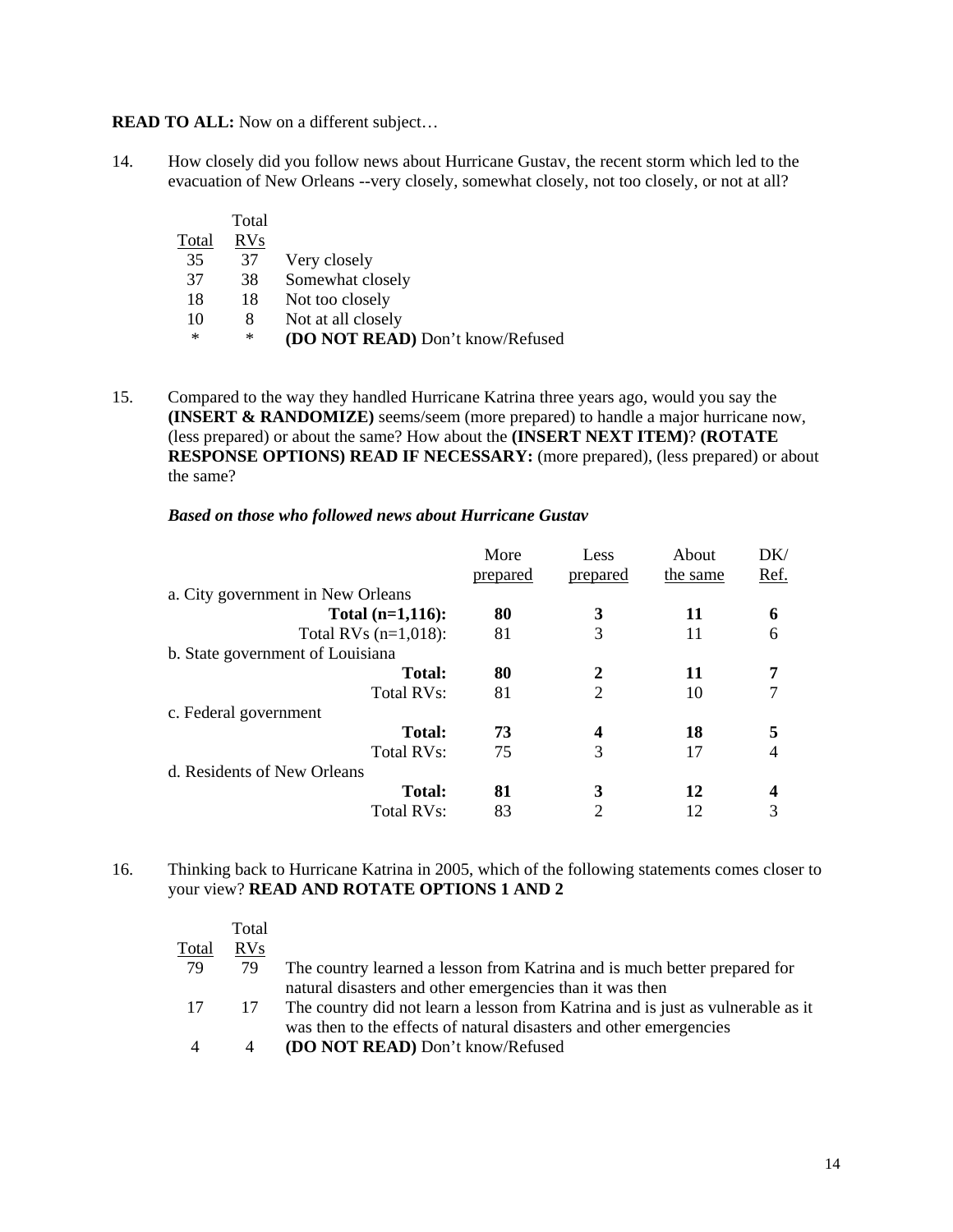**READ TO ALL:** Now on a different subject…

14. How closely did you follow news about Hurricane Gustav, the recent storm which led to the evacuation of New Orleans --very closely, somewhat closely, not too closely, or not at all?

| Total | Total RVs | |
|---|---|---|
| 35 | 37 | Very closely |
| 37 | 38 | Somewhat closely |
| 18 | 18 | Not too closely |
| 10 | 8 | Not at all closely |
| * | * | **(DO NOT READ)** Don't know/Refused |

15. Compared to the way they handled Hurricane Katrina three years ago, would you say the **(INSERT & RANDOMIZE)** seems/seem (more prepared) to handle a major hurricane now, (less prepared) or about the same? How about the **(INSERT NEXT ITEM)**? **(ROTATE RESPONSE OPTIONS) READ IF NECESSARY:** (more prepared), (less prepared) or about the same?

***Based on those who followed news about Hurricane Gustav***

| | More prepared | Less prepared | About the same | DK/ Ref. |
|---|---|---|---|---|
| a. City government in New Orleans | | | | |
| **Total (n=1,116):** | **80** | **3** | **11** | **6** |
| Total RVs (n=1,018): | 81 | 3 | 11 | 6 |
| b. State government of Louisiana | | | | |
| **Total:** | **80** | **2** | **11** | **7** |
| Total RVs: | 81 | 2 | 10 | 7 |
| c. Federal government | | | | |
| **Total:** | **73** | **4** | **18** | **5** |
| Total RVs: | 75 | 3 | 17 | 4 |
| d. Residents of New Orleans | | | | |
| **Total:** | **81** | **3** | **12** | **4** |
| Total RVs: | 83 | 2 | 12 | 3 |

16. Thinking back to Hurricane Katrina in 2005, which of the following statements comes closer to your view? **READ AND ROTATE OPTIONS 1 AND 2**

| Total | Total RVs | |
|---|---|---|
| 79 | 79 | The country learned a lesson from Katrina and is much better prepared for natural disasters and other emergencies than it was then |
| 17 | 17 | The country did not learn a lesson from Katrina and is just as vulnerable as it was then to the effects of natural disasters and other emergencies |
| 4 | 4 | **(DO NOT READ)** Don't know/Refused |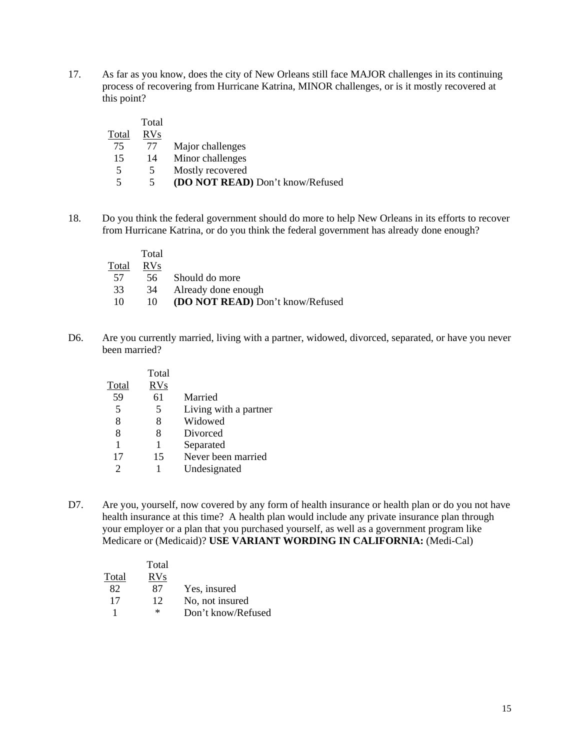17. As far as you know, does the city of New Orleans still face MAJOR challenges in its continuing process of recovering from Hurricane Katrina, MINOR challenges, or is it mostly recovered at this point?

| Total | Total RVs | |
|---|---|---|
| 75 | 77 | Major challenges |
| 15 | 14 | Minor challenges |
| 5 | 5 | Mostly recovered |
| 5 | 5 | **(DO NOT READ)** Don't know/Refused |

18. Do you think the federal government should do more to help New Orleans in its efforts to recover from Hurricane Katrina, or do you think the federal government has already done enough?

| Total | Total RVs | |
|---|---|---|
| 57 | 56 | Should do more |
| 33 | 34 | Already done enough |
| 10 | 10 | **(DO NOT READ)** Don't know/Refused |

D6. Are you currently married, living with a partner, widowed, divorced, separated, or have you never been married?

| Total | Total RVs | |
|---|---|---|
| 59 | 61 | Married |
| 5 | 5 | Living with a partner |
| 8 | 8 | Widowed |
| 8 | 8 | Divorced |
| 1 | 1 | Separated |
| 17 | 15 | Never been married |
| 2 | 1 | Undesignated |

D7. Are you, yourself, now covered by any form of health insurance or health plan or do you not have health insurance at this time? A health plan would include any private insurance plan through your employer or a plan that you purchased yourself, as well as a government program like Medicare or (Medicaid)? **USE VARIANT WORDING IN CALIFORNIA:** (Medi-Cal)

| Total | Total RVs | |
|---|---|---|
| 82 | 87 | Yes, insured |
| 17 | 12 | No, not insured |
| 1 | * | Don't know/Refused |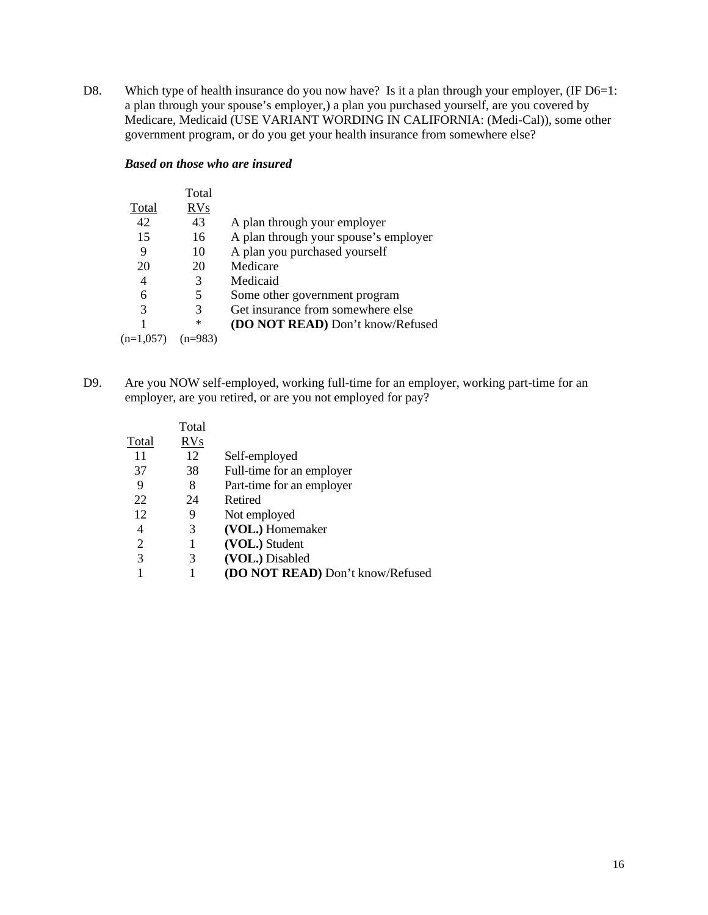D8. Which type of health insurance do you now have? Is it a plan through your employer, (IF D6=1: a plan through your spouse's employer,) a plan you purchased yourself, are you covered by Medicare, Medicaid (USE VARIANT WORDING IN CALIFORNIA: (Medi-Cal)), some other government program, or do you get your health insurance from somewhere else?

***Based on those who are insured***

| Total | Total RVs | |
|---|---|---|
| 42 | 43 | A plan through your employer |
| 15 | 16 | A plan through your spouse's employer |
| 9 | 10 | A plan you purchased yourself |
| 20 | 20 | Medicare |
| 4 | 3 | Medicaid |
| 6 | 5 | Some other government program |
| 3 | 3 | Get insurance from somewhere else |
| 1 | * | **(DO NOT READ)** Don't know/Refused |
| (n=1,057) | (n=983) | |

D9. Are you NOW self-employed, working full-time for an employer, working part-time for an employer, are you retired, or are you not employed for pay?

| Total | Total RVs | |
|---|---|---|
| 11 | 12 | Self-employed |
| 37 | 38 | Full-time for an employer |
| 9 | 8 | Part-time for an employer |
| 22 | 24 | Retired |
| 12 | 9 | Not employed |
| 4 | 3 | **(VOL.)** Homemaker |
| 2 | 1 | **(VOL.)** Student |
| 3 | 3 | **(VOL.)** Disabled |
| 1 | 1 | **(DO NOT READ)** Don't know/Refused |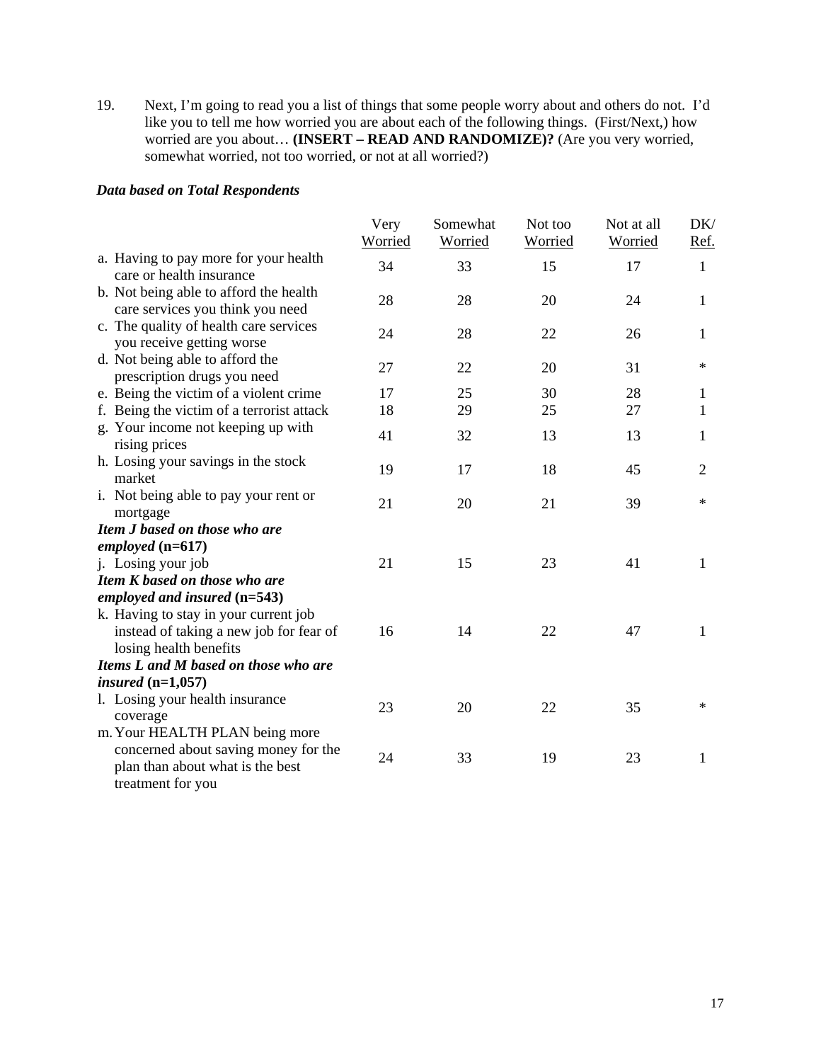19. Next, I'm going to read you a list of things that some people worry about and others do not. I'd like you to tell me how worried you are about each of the following things. (First/Next,) how worried are you about… **(INSERT – READ AND RANDOMIZE)?** (Are you very worried, somewhat worried, not too worried, or not at all worried?)

***Data based on Total Respondents***

| | Very Worried | Somewhat Worried | Not too Worried | Not at all Worried | DK/ Ref. |
|---|---|---|---|---|---|
| a. Having to pay more for your health care or health insurance | 34 | 33 | 15 | 17 | 1 |
| b. Not being able to afford the health care services you think you need | 28 | 28 | 20 | 24 | 1 |
| c. The quality of health care services you receive getting worse | 24 | 28 | 22 | 26 | 1 |
| d. Not being able to afford the prescription drugs you need | 27 | 22 | 20 | 31 | * |
| e. Being the victim of a violent crime | 17 | 25 | 30 | 28 | 1 |
| f. Being the victim of a terrorist attack | 18 | 29 | 25 | 27 | 1 |
| g. Your income not keeping up with rising prices | 41 | 32 | 13 | 13 | 1 |
| h. Losing your savings in the stock market | 19 | 17 | 18 | 45 | 2 |
| i. Not being able to pay your rent or mortgage | 21 | 20 | 21 | 39 | * |
| ***Item J based on those who are employed* (n=617)** | | | | | |
| j. Losing your job | 21 | 15 | 23 | 41 | 1 |
| ***Item K based on those who are employed and insured* (n=543)** | | | | | |
| k. Having to stay in your current job instead of taking a new job for fear of losing health benefits | 16 | 14 | 22 | 47 | 1 |
| ***Items L and M based on those who are insured* (n=1,057)** | | | | | |
| l. Losing your health insurance coverage | 23 | 20 | 22 | 35 | * |
| m. Your HEALTH PLAN being more concerned about saving money for the plan than about what is the best treatment for you | 24 | 33 | 19 | 23 | 1 |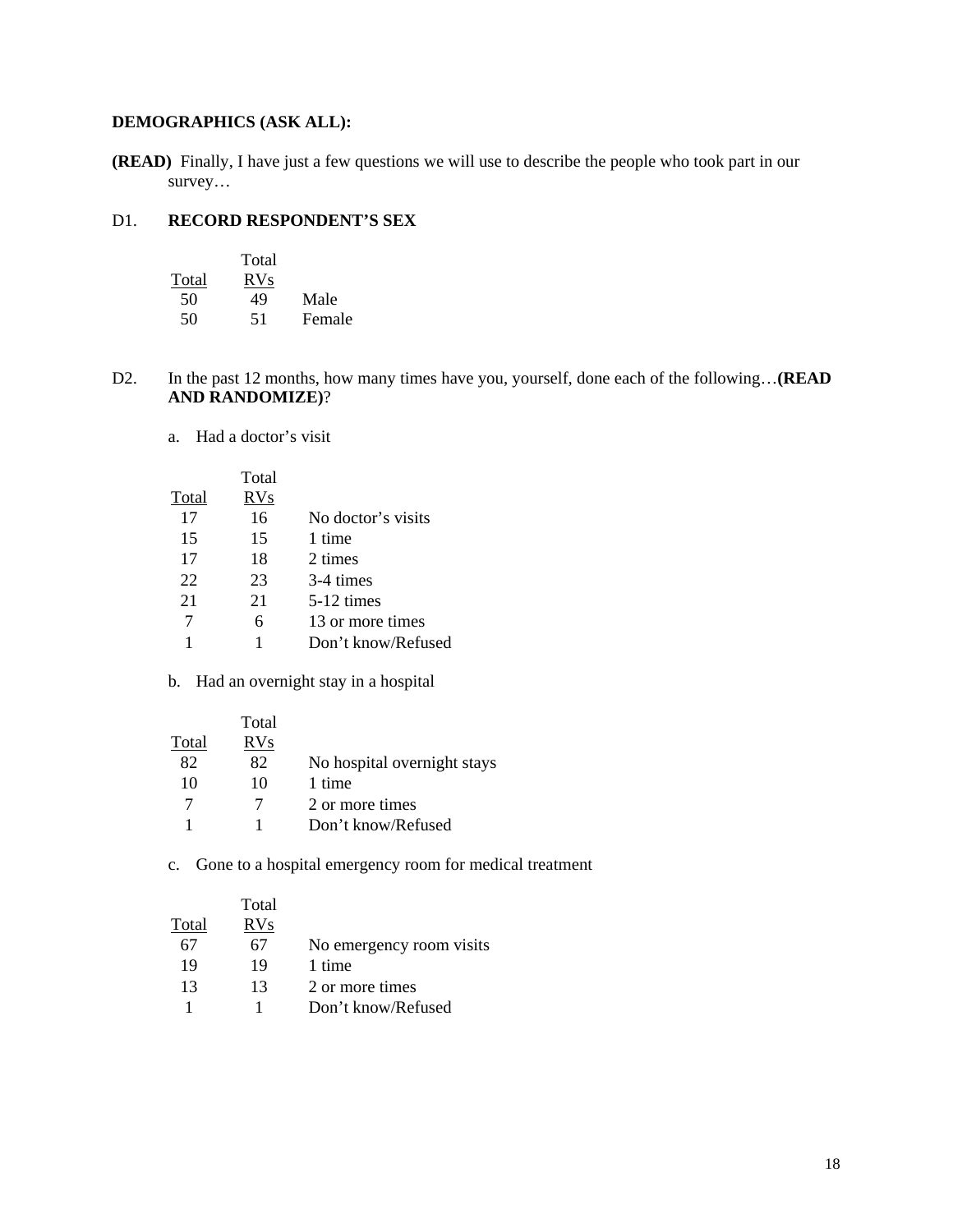**DEMOGRAPHICS (ASK ALL):**

**(READ)** Finally, I have just a few questions we will use to describe the people who took part in our survey…

D1. **RECORD RESPONDENT'S SEX**

| Total | Total RVs | |
|---|---|---|
| 50 | 49 | Male |
| 50 | 51 | Female |

D2. In the past 12 months, how many times have you, yourself, done each of the following…**(READ AND RANDOMIZE)**?

a. Had a doctor's visit

| Total | Total RVs | |
|---|---|---|
| 17 | 16 | No doctor's visits |
| 15 | 15 | 1 time |
| 17 | 18 | 2 times |
| 22 | 23 | 3-4 times |
| 21 | 21 | 5-12 times |
| 7 | 6 | 13 or more times |
| 1 | 1 | Don't know/Refused |

b. Had an overnight stay in a hospital

| Total | Total RVs | |
|---|---|---|
| 82 | 82 | No hospital overnight stays |
| 10 | 10 | 1 time |
| 7 | 7 | 2 or more times |
| 1 | 1 | Don't know/Refused |

c. Gone to a hospital emergency room for medical treatment

| Total | Total RVs | |
|---|---|---|
| 67 | 67 | No emergency room visits |
| 19 | 19 | 1 time |
| 13 | 13 | 2 or more times |
| 1 | 1 | Don't know/Refused |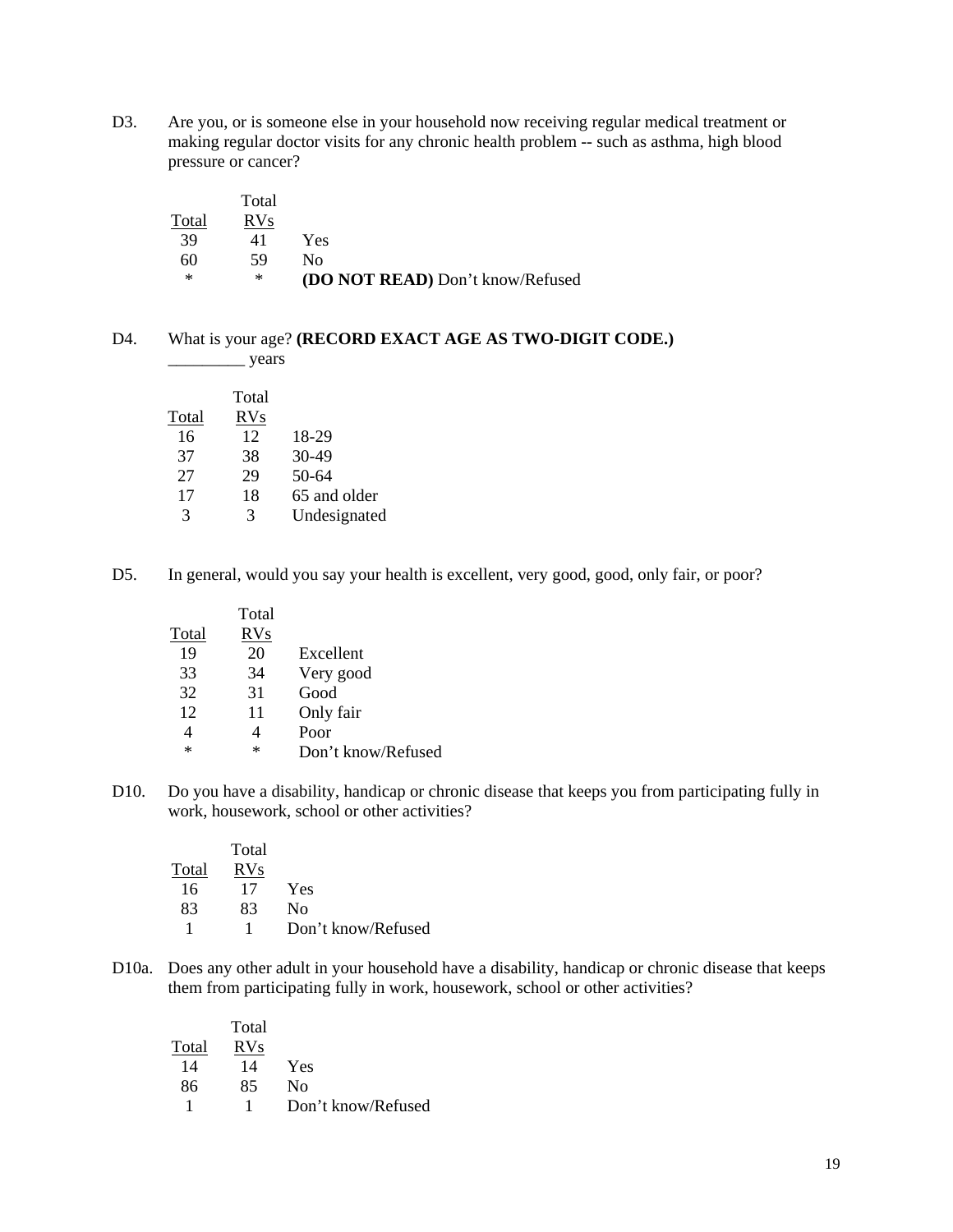D3. Are you, or is someone else in your household now receiving regular medical treatment or making regular doctor visits for any chronic health problem -- such as asthma, high blood pressure or cancer?

| Total | Total RVs | |
|---|---|---|
| 39 | 41 | Yes |
| 60 | 59 | No |
| * | * | **(DO NOT READ)** Don't know/Refused |

D4. What is your age? **(RECORD EXACT AGE AS TWO-DIGIT CODE.)**
_________ years

| Total | Total RVs | |
|---|---|---|
| 16 | 12 | 18-29 |
| 37 | 38 | 30-49 |
| 27 | 29 | 50-64 |
| 17 | 18 | 65 and older |
| 3 | 3 | Undesignated |

D5. In general, would you say your health is excellent, very good, good, only fair, or poor?

| Total | Total RVs | |
|---|---|---|
| 19 | 20 | Excellent |
| 33 | 34 | Very good |
| 32 | 31 | Good |
| 12 | 11 | Only fair |
| 4 | 4 | Poor |
| * | * | Don't know/Refused |

D10. Do you have a disability, handicap or chronic disease that keeps you from participating fully in work, housework, school or other activities?

| Total | Total RVs | |
|---|---|---|
| 16 | 17 | Yes |
| 83 | 83 | No |
| 1 | 1 | Don't know/Refused |

D10a. Does any other adult in your household have a disability, handicap or chronic disease that keeps them from participating fully in work, housework, school or other activities?

| Total | Total RVs | |
|---|---|---|
| 14 | 14 | Yes |
| 86 | 85 | No |
| 1 | 1 | Don't know/Refused |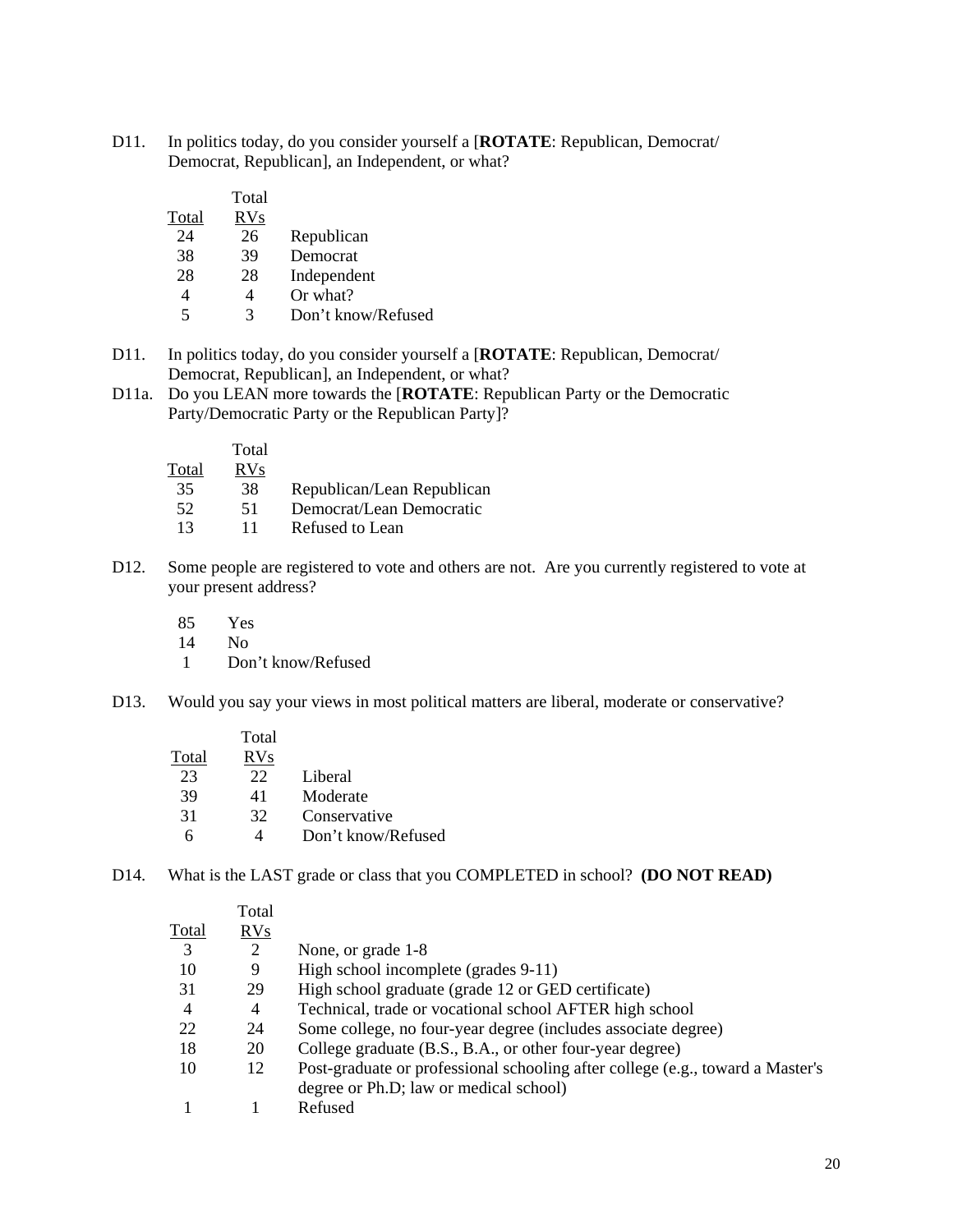D11. In politics today, do you consider yourself a [**ROTATE**: Republican, Democrat/ Democrat, Republican], an Independent, or what?

| Total | Total RVs | |
|---|---|---|
| 24 | 26 | Republican |
| 38 | 39 | Democrat |
| 28 | 28 | Independent |
| 4 | 4 | Or what? |
| 5 | 3 | Don't know/Refused |

D11. In politics today, do you consider yourself a [**ROTATE**: Republican, Democrat/ Democrat, Republican], an Independent, or what?

D11a. Do you LEAN more towards the [**ROTATE**: Republican Party or the Democratic Party/Democratic Party or the Republican Party]?

| Total | Total RVs | |
|---|---|---|
| 35 | 38 | Republican/Lean Republican |
| 52 | 51 | Democrat/Lean Democratic |
| 13 | 11 | Refused to Lean |

D12. Some people are registered to vote and others are not. Are you currently registered to vote at your present address?

| | |
|---|---|
| 85 | Yes |
| 14 | No |
| 1 | Don't know/Refused |

D13. Would you say your views in most political matters are liberal, moderate or conservative?

| Total | Total RVs | |
|---|---|---|
| 23 | 22 | Liberal |
| 39 | 41 | Moderate |
| 31 | 32 | Conservative |
| 6 | 4 | Don't know/Refused |

D14. What is the LAST grade or class that you COMPLETED in school? **(DO NOT READ)**

| Total | Total RVs | |
|---|---|---|
| 3 | 2 | None, or grade 1-8 |
| 10 | 9 | High school incomplete (grades 9-11) |
| 31 | 29 | High school graduate (grade 12 or GED certificate) |
| 4 | 4 | Technical, trade or vocational school AFTER high school |
| 22 | 24 | Some college, no four-year degree (includes associate degree) |
| 18 | 20 | College graduate (B.S., B.A., or other four-year degree) |
| 10 | 12 | Post-graduate or professional schooling after college (e.g., toward a Master's degree or Ph.D; law or medical school) |
| 1 | 1 | Refused |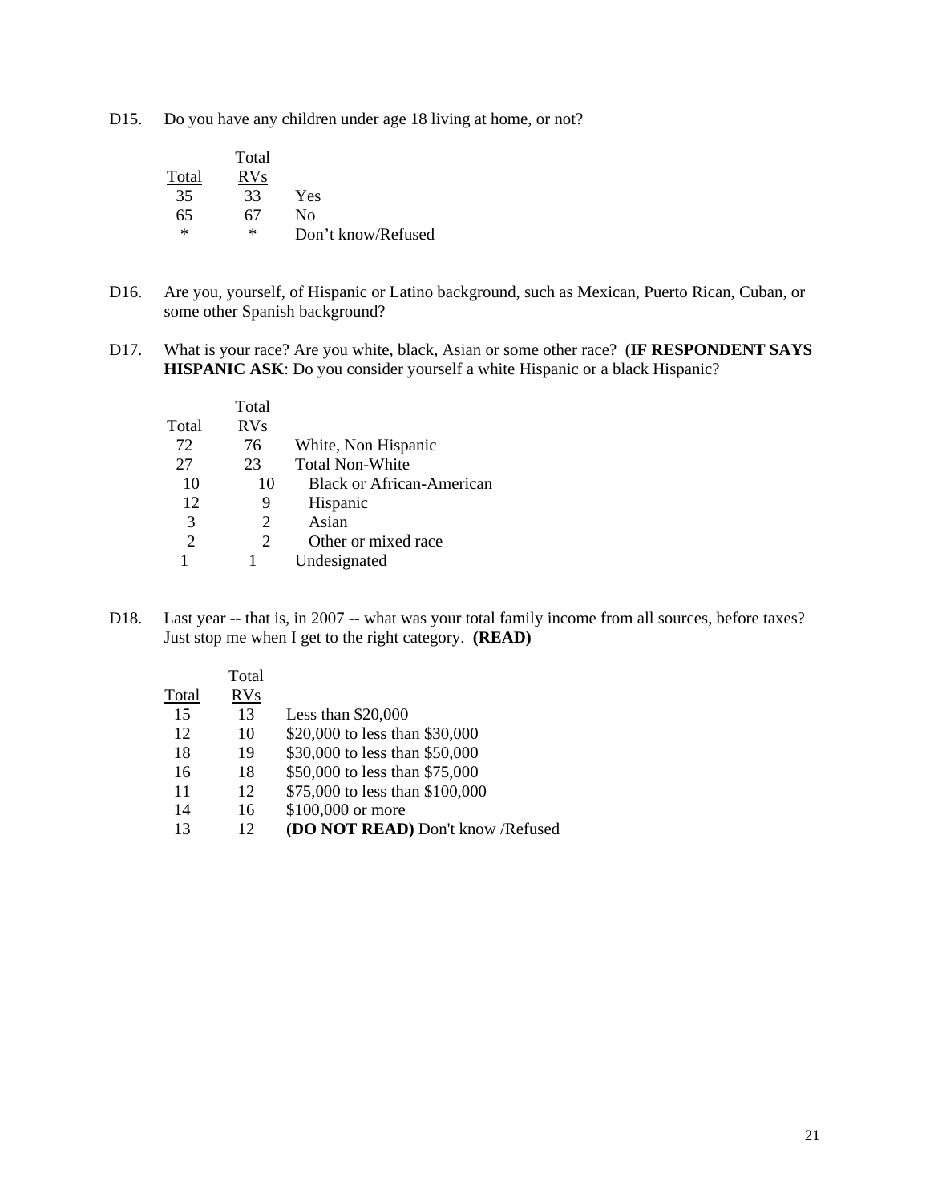D15. Do you have any children under age 18 living at home, or not?

| Total | Total RVs | |
|---|---|---|
| 35 | 33 | Yes |
| 65 | 67 | No |
| * | * | Don't know/Refused |

D16. Are you, yourself, of Hispanic or Latino background, such as Mexican, Puerto Rican, Cuban, or some other Spanish background?

D17. What is your race? Are you white, black, Asian or some other race? (**IF RESPONDENT SAYS HISPANIC ASK**: Do you consider yourself a white Hispanic or a black Hispanic?

| Total | Total RVs | |
|---|---|---|
| 72 | 76 | White, Non Hispanic |
| 27 | 23 | Total Non-White |
| 10 | 10 | Black or African-American |
| 12 | 9 | Hispanic |
| 3 | 2 | Asian |
| 2 | 2 | Other or mixed race |
| 1 | 1 | Undesignated |

D18. Last year -- that is, in 2007 -- what was your total family income from all sources, before taxes? Just stop me when I get to the right category. **(READ)**

| Total | Total RVs | |
|---|---|---|
| 15 | 13 | Less than $20,000 |
| 12 | 10 | $20,000 to less than $30,000 |
| 18 | 19 | $30,000 to less than $50,000 |
| 16 | 18 | $50,000 to less than $75,000 |
| 11 | 12 | $75,000 to less than $100,000 |
| 14 | 16 | $100,000 or more |
| 13 | 12 | **(DO NOT READ)** Don't know /Refused |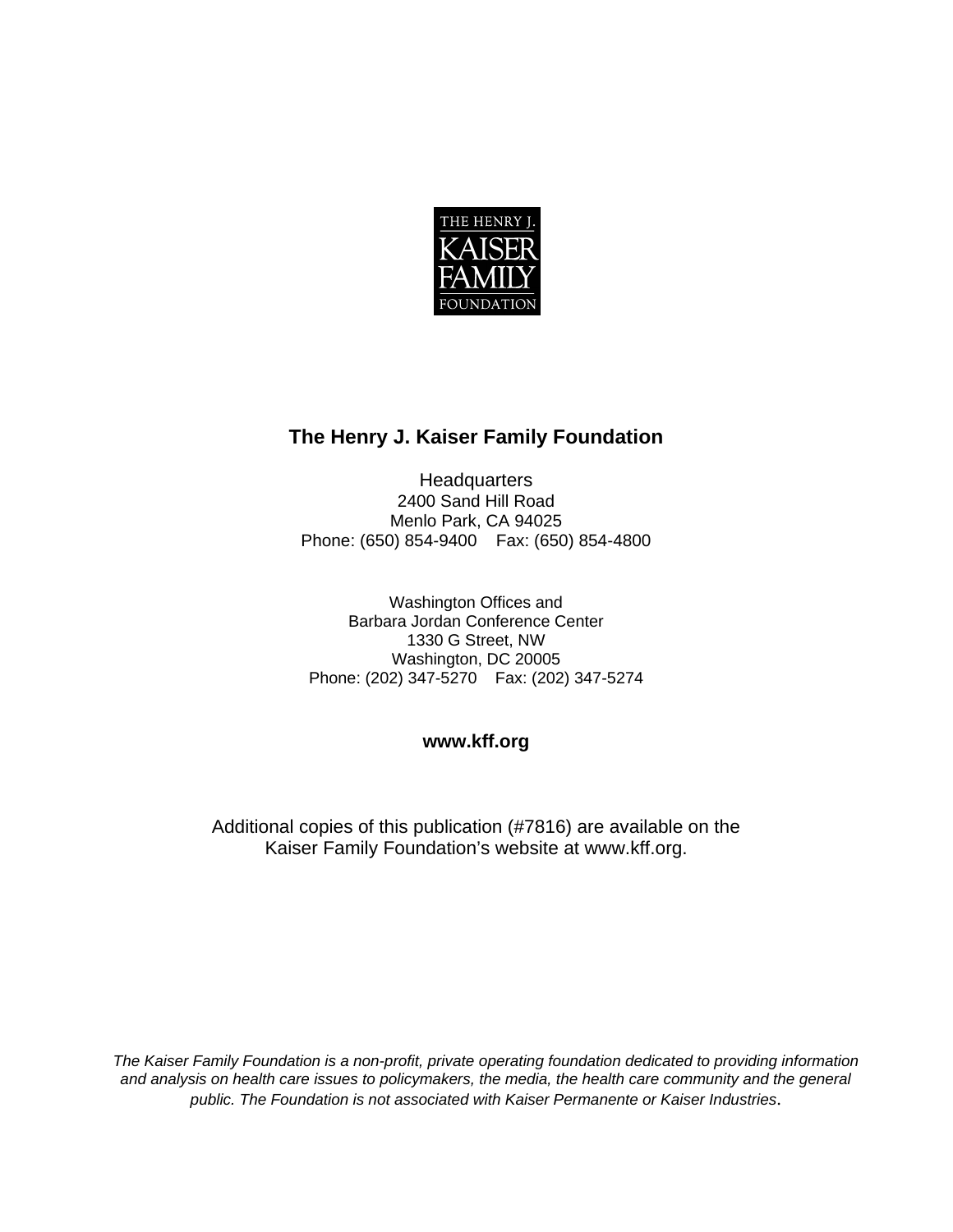THE HENRY J.
KAISER
FAMILY
FOUNDATION

**The Henry J. Kaiser Family Foundation**

Headquarters
2400 Sand Hill Road
Menlo Park, CA 94025
Phone: (650) 854-9400    Fax: (650) 854-4800

Washington Offices and
Barbara Jordan Conference Center
1330 G Street, NW
Washington, DC 20005
Phone: (202) 347-5270    Fax: (202) 347-5274

**www.kff.org**

Additional copies of this publication (#7816) are available on the Kaiser Family Foundation's website at www.kff.org.

*The Kaiser Family Foundation is a non-profit, private operating foundation dedicated to providing information and analysis on health care issues to policymakers, the media, the health care community and the general public. The Foundation is not associated with Kaiser Permanente or Kaiser Industries.*